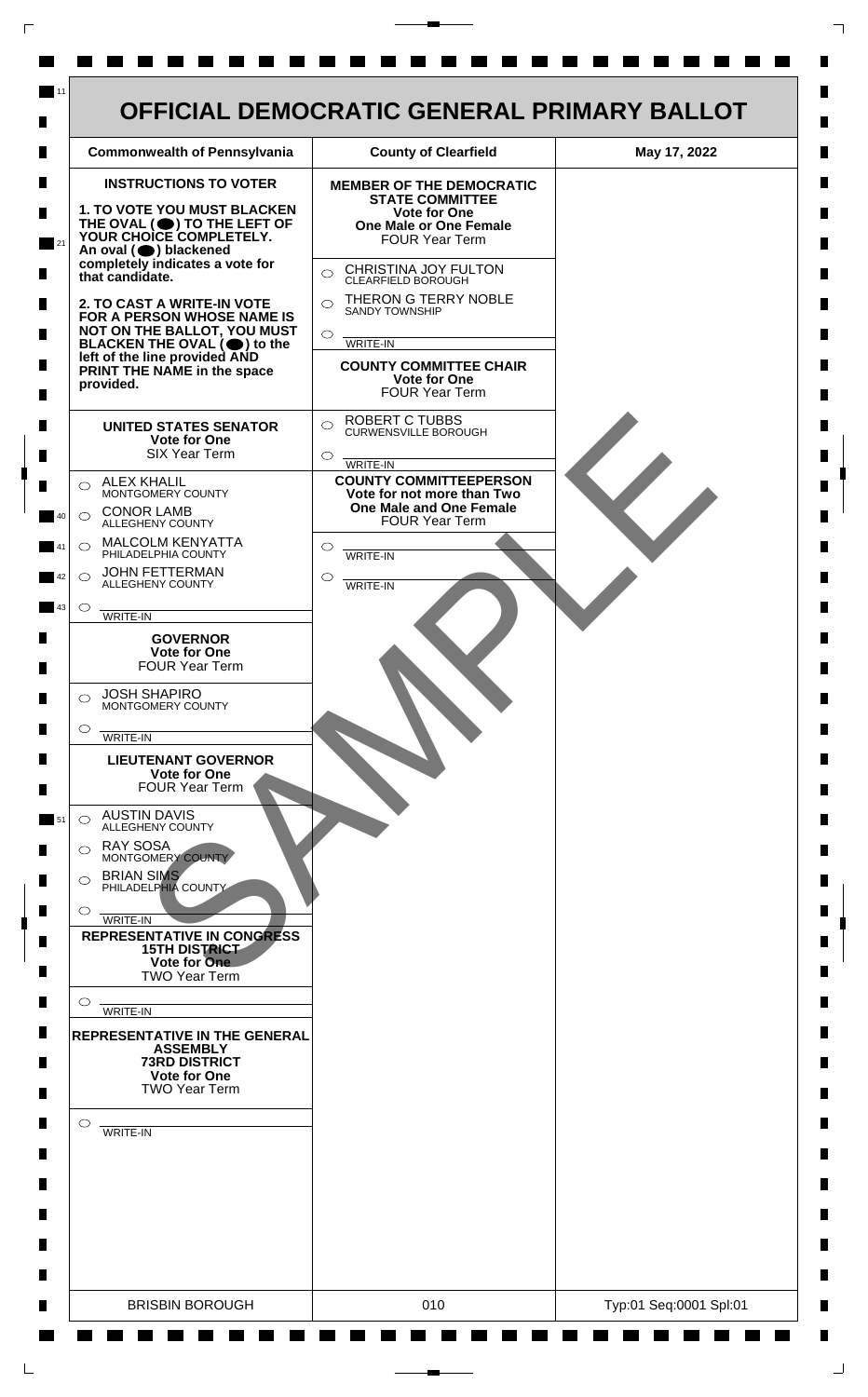# OFFICIAL DEMOCRATIC GENERAL PRIMARY BALLOT

| Commonwealth of Pennsylvania | County of Clearfield | May 17, 2022 |
|---|---|---|

**INSTRUCTIONS TO VOTER**

**1. TO VOTE YOU MUST BLACKEN THE OVAL (⬬) TO THE LEFT OF YOUR CHOICE COMPLETELY.** An oval (⬬) blackened completely indicates a vote for that candidate.

**2. TO CAST A WRITE-IN VOTE FOR A PERSON WHOSE NAME IS NOT ON THE BALLOT, YOU MUST BLACKEN THE OVAL (⬬) to the left of the line provided AND PRINT THE NAME in the space provided.**

## UNITED STATES SENATOR
**Vote for One**
SIX Year Term

- ○ ALEX KHALIL — MONTGOMERY COUNTY
- ○ CONOR LAMB — ALLEGHENY COUNTY
- ○ MALCOLM KENYATTA — PHILADELPHIA COUNTY
- ○ JOHN FETTERMAN — ALLEGHENY COUNTY
- ○ ______ WRITE-IN

## GOVERNOR
**Vote for One**
FOUR Year Term

- ○ JOSH SHAPIRO — MONTGOMERY COUNTY
- ○ ______ WRITE-IN

## LIEUTENANT GOVERNOR
**Vote for One**
FOUR Year Term

- ○ AUSTIN DAVIS — ALLEGHENY COUNTY
- ○ RAY SOSA — MONTGOMERY COUNTY
- ○ BRIAN SIMS — PHILADELPHIA COUNTY
- ○ ______ WRITE-IN

## REPRESENTATIVE IN CONGRESS
**15TH DISTRICT**
**Vote for One**
TWO Year Term

- ○ ______ WRITE-IN

## REPRESENTATIVE IN THE GENERAL ASSEMBLY
**73RD DISTRICT**
**Vote for One**
TWO Year Term

- ○ ______ WRITE-IN

## MEMBER OF THE DEMOCRATIC STATE COMMITTEE
**Vote for One**
**One Male or One Female**
FOUR Year Term

- ○ CHRISTINA JOY FULTON — CLEARFIELD BOROUGH
- ○ THERON G TERRY NOBLE — SANDY TOWNSHIP
- ○ ______ WRITE-IN

## COUNTY COMMITTEE CHAIR
**Vote for One**
FOUR Year Term

- ○ ROBERT C TUBBS — CURWENSVILLE BOROUGH
- ○ ______ WRITE-IN

## COUNTY COMMITTEEPERSON
**Vote for not more than Two**
**One Male and One Female**
FOUR Year Term

- ○ ______ WRITE-IN
- ○ ______ WRITE-IN

SAMPLE

| BRISBIN BOROUGH | 010 | Typ:01 Seq:0001 Spl:01 |
|---|---|---|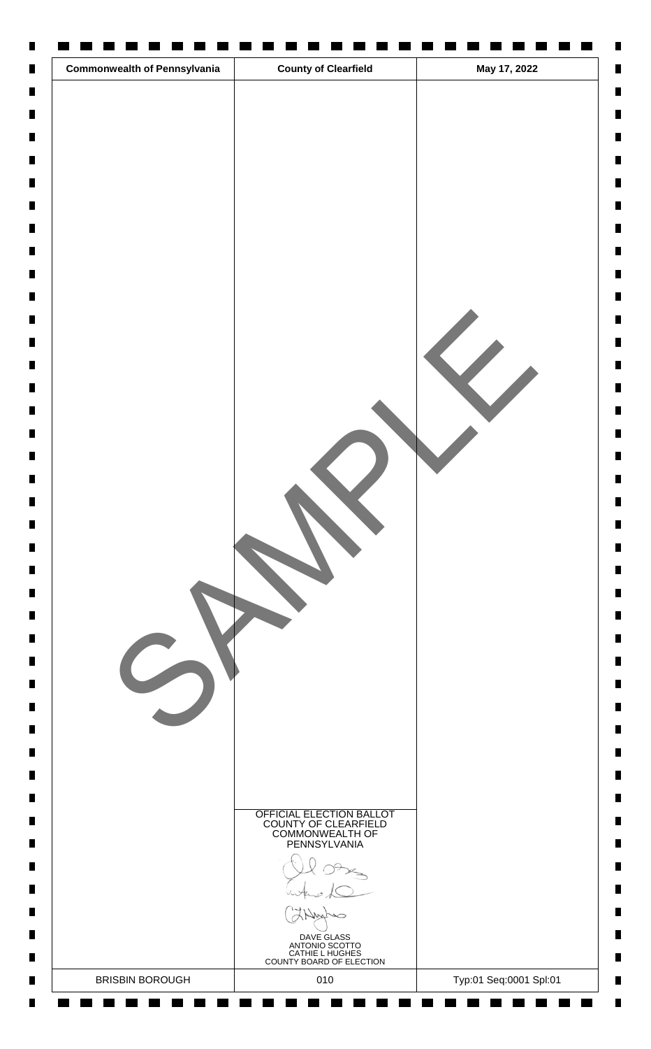| Commonwealth of Pennsylvania | County of Clearfield | May 17, 2022 |
|---|---|---|
| | OFFICIAL ELECTION BALLOT COUNTY OF CLEARFIELD COMMONWEALTH OF PENNSYLVANIA<br><br>DAVE GLASS<br>ANTONIO SCOTTO<br>CATHIE L HUGHES<br>COUNTY BOARD OF ELECTION | |
| BRISBIN BOROUGH | 010 | Typ:01 Seq:0001 Spl:01 |

SAMPLE